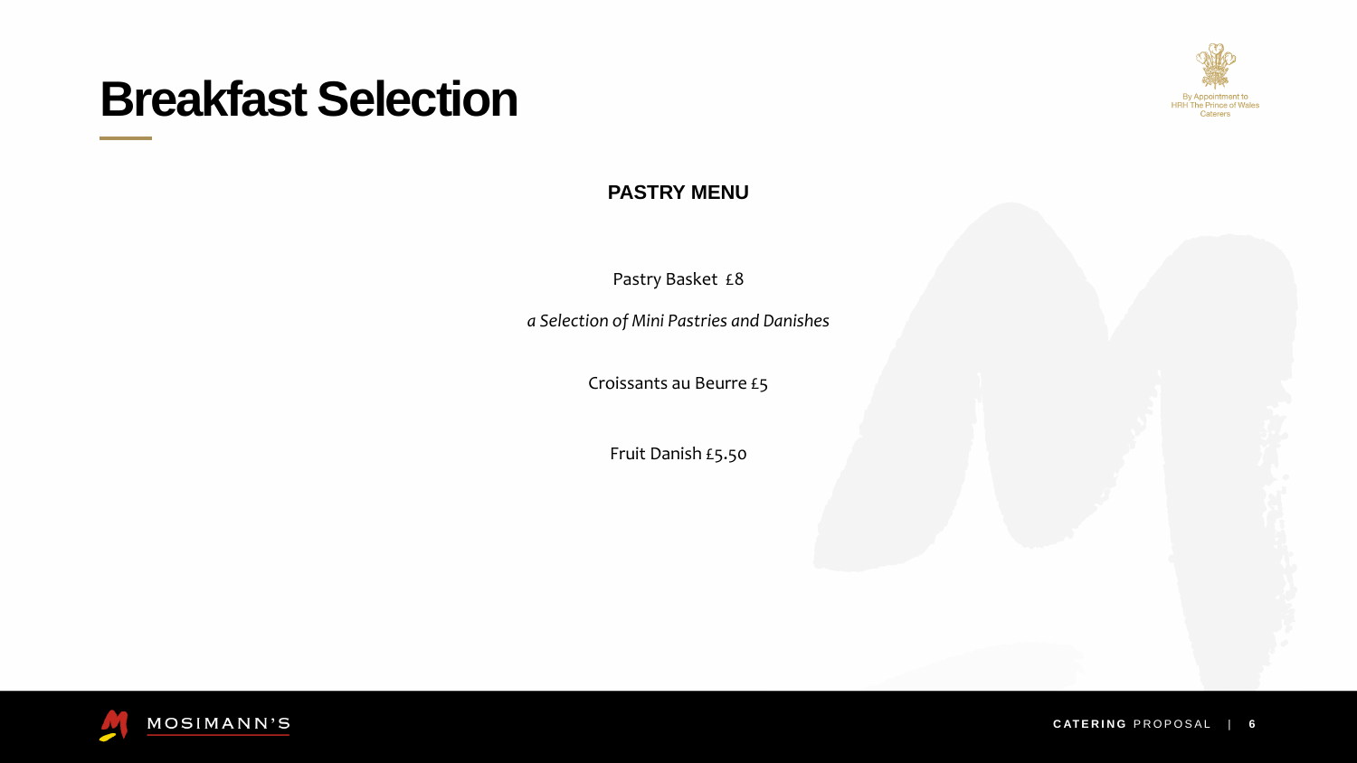# Breakfast Selection

By Appointment to
HRH The Prince of Wales
Caterers

## PASTRY MENU

Pastry Basket £8

*a Selection of Mini Pastries and Danishes*

Croissants au Beurre £5

Fruit Danish £5.50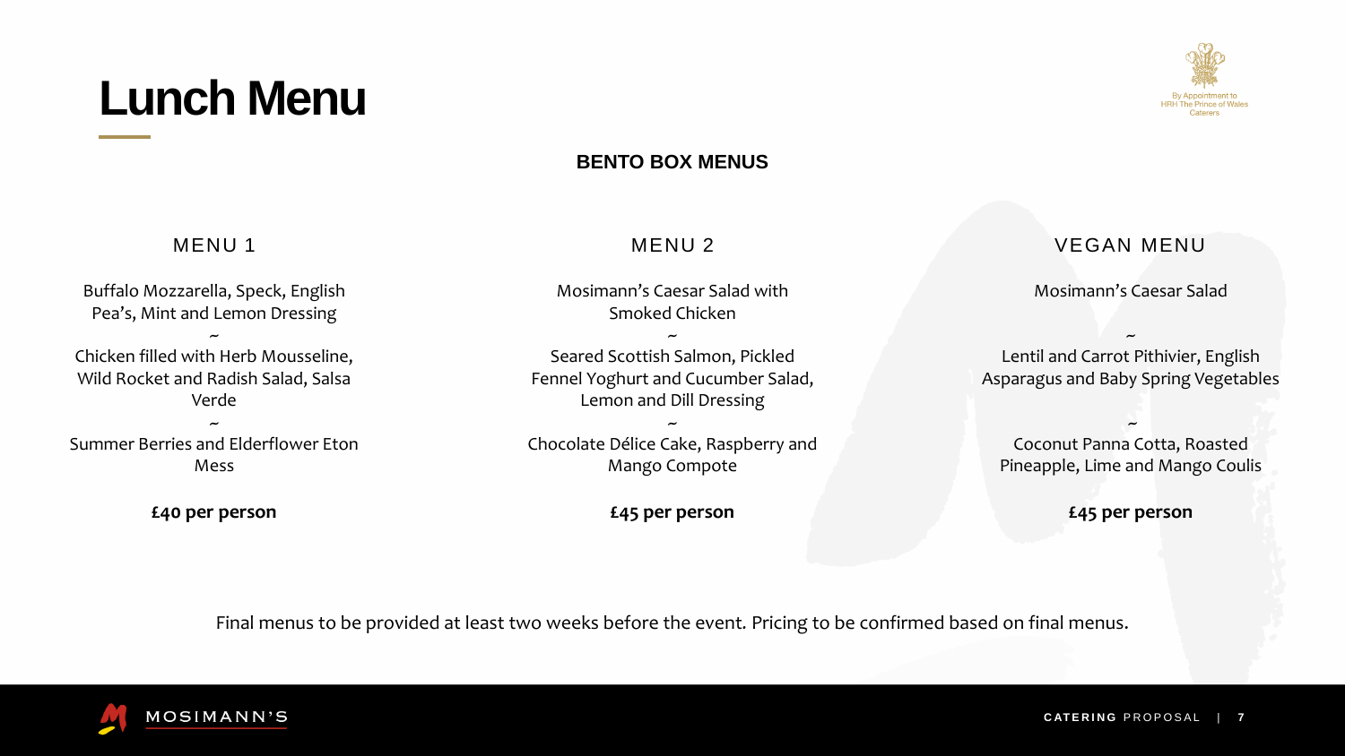# Lunch Menu

By Appointment to HRH The Prince of Wales Caterers

## BENTO BOX MENUS

### MENU 1

Buffalo Mozzarella, Speck, English Pea's, Mint and Lemon Dressing

~

Chicken filled with Herb Mousseline, Wild Rocket and Radish Salad, Salsa Verde

~

Summer Berries and Elderflower Eton Mess

**£40 per person**

### MENU 2

Mosimann's Caesar Salad with Smoked Chicken

~

Seared Scottish Salmon, Pickled Fennel Yoghurt and Cucumber Salad, Lemon and Dill Dressing

~

Chocolate Délice Cake, Raspberry and Mango Compote

**£45 per person**

### VEGAN MENU

Mosimann's Caesar Salad

~

Lentil and Carrot Pithivier, English Asparagus and Baby Spring Vegetables

~

Coconut Panna Cotta, Roasted Pineapple, Lime and Mango Coulis

**£45 per person**

Final menus to be provided at least two weeks before the event. Pricing to be confirmed based on final menus.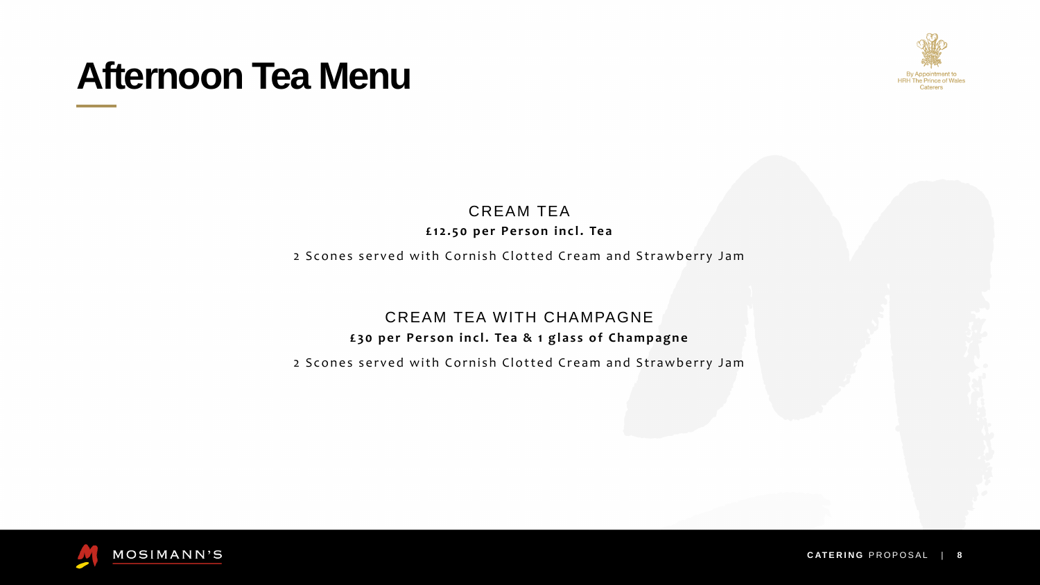# Afternoon Tea Menu

## CREAM TEA

**£12.50 per Person incl. Tea**

2 Scones served with Cornish Clotted Cream and Strawberry Jam

## CREAM TEA WITH CHAMPAGNE

**£30 per Person incl. Tea & 1 glass of Champagne**

2 Scones served with Cornish Clotted Cream and Strawberry Jam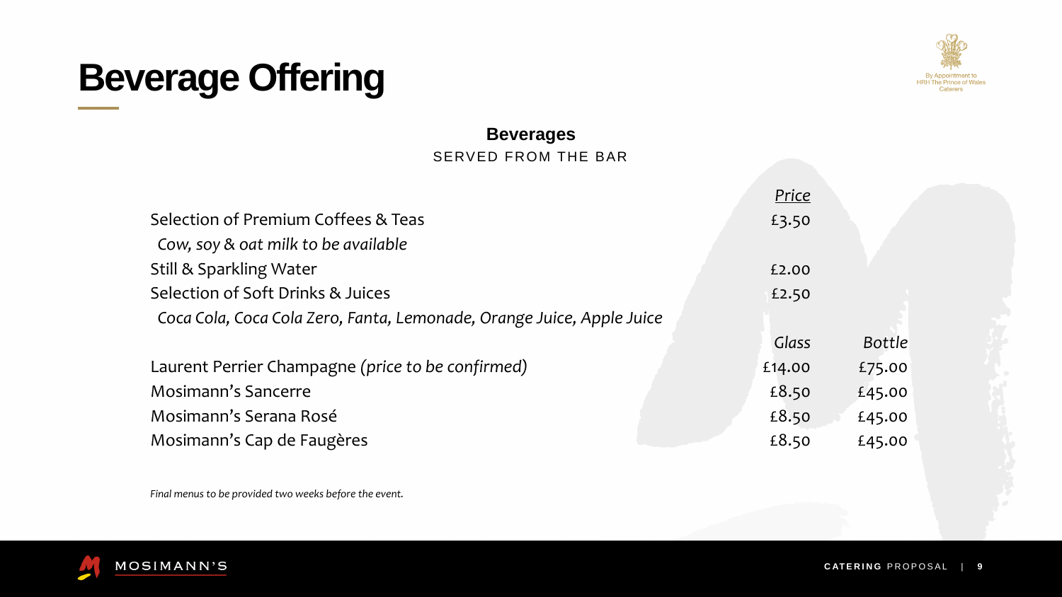# Beverage Offering

By Appointment to HRH The Prince of Wales Caterers

## Beverages

SERVED FROM THE BAR

| | Price | |
|---|---|---|
| Selection of Premium Coffees & Teas | £3.50 | |
| *Cow, soy & oat milk to be available* | | |
| Still & Sparkling Water | £2.00 | |
| Selection of Soft Drinks & Juices | £2.50 | |
| *Coca Cola, Coca Cola Zero, Fanta, Lemonade, Orange Juice, Apple Juice* | | |
| | *Glass* | *Bottle* |
| Laurent Perrier Champagne *(price to be confirmed)* | £14.00 | £75.00 |
| Mosimann's Sancerre | £8.50 | £45.00 |
| Mosimann's Serana Rosé | £8.50 | £45.00 |
| Mosimann's Cap de Faugères | £8.50 | £45.00 |

*Final menus to be provided two weeks before the event.*